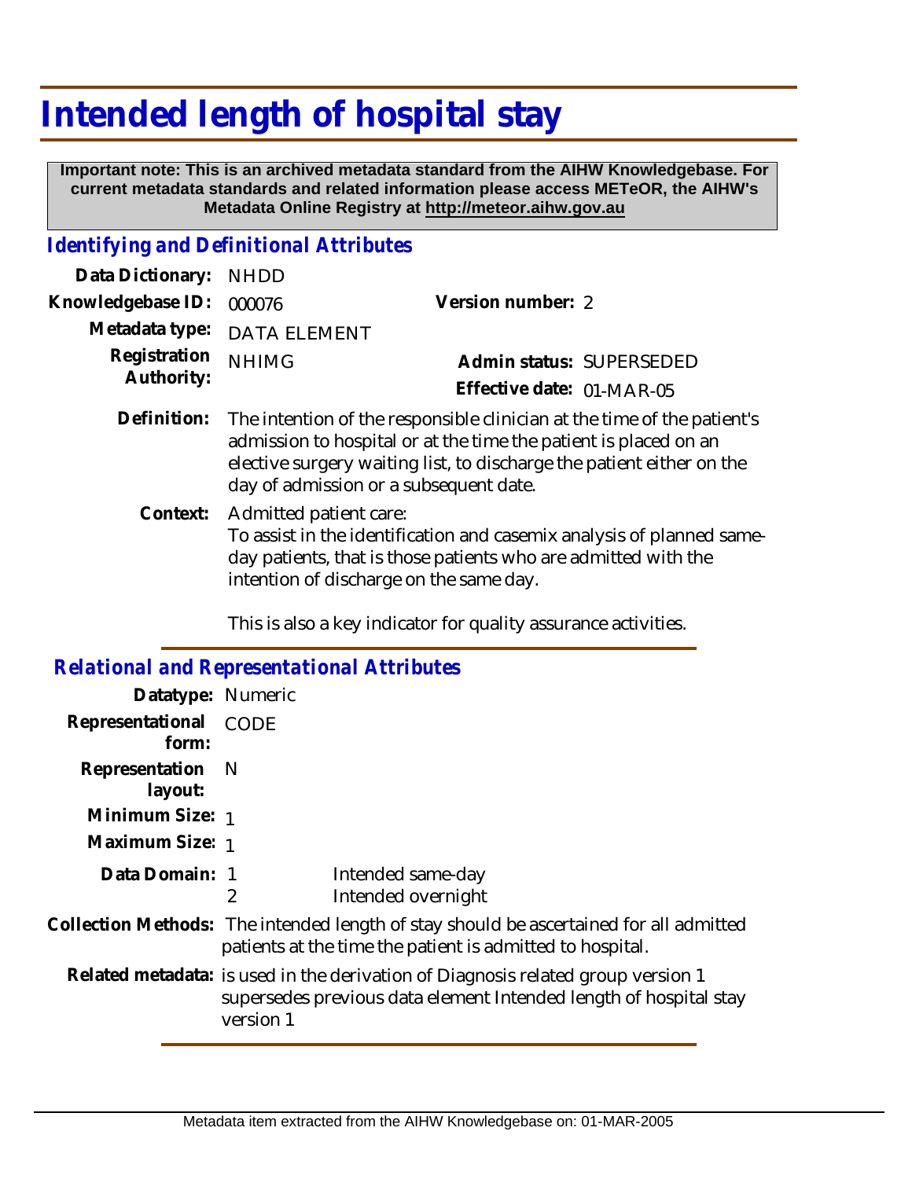# Intended length of hospital stay

**Important note: This is an archived metadata standard from the AIHW Knowledgebase. For current metadata standards and related information please access METeOR, the AIHW's Metadata Online Registry at http://meteor.aihw.gov.au**

## *Identifying and Definitional Attributes*

| | | | |
|---|---|---|---|
| **Data Dictionary:** | NHDD | | |
| **Knowledgebase ID:** | 000076 | **Version number:** | 2 |
| **Metadata type:** | DATA ELEMENT | | |
| **Registration Authority:** | NHIMG | **Admin status:** | SUPERSEDED |
| | | **Effective date:** | 01-MAR-05 |

**Definition:** The intention of the responsible clinician at the time of the patient's admission to hospital or at the time the patient is placed on an elective surgery waiting list, to discharge the patient either on the day of admission or a subsequent date.

**Context:** Admitted patient care:
To assist in the identification and casemix analysis of planned same-day patients, that is those patients who are admitted with the intention of discharge on the same day.

This is also a key indicator for quality assurance activities.

## *Relational and Representational Attributes*

**Datatype:** Numeric

**Representational form:** CODE

**Representation layout:** N

**Minimum Size:** 1

**Maximum Size:** 1

**Data Domain:**

| | |
|---|---|
| 1 | Intended same-day |
| 2 | Intended overnight |

**Collection Methods:** The intended length of stay should be ascertained for all admitted patients at the time the patient is admitted to hospital.

**Related metadata:** is used in the derivation of Diagnosis related group version 1
supersedes previous data element Intended length of hospital stay version 1

Metadata item extracted from the AIHW Knowledgebase on: 01-MAR-2005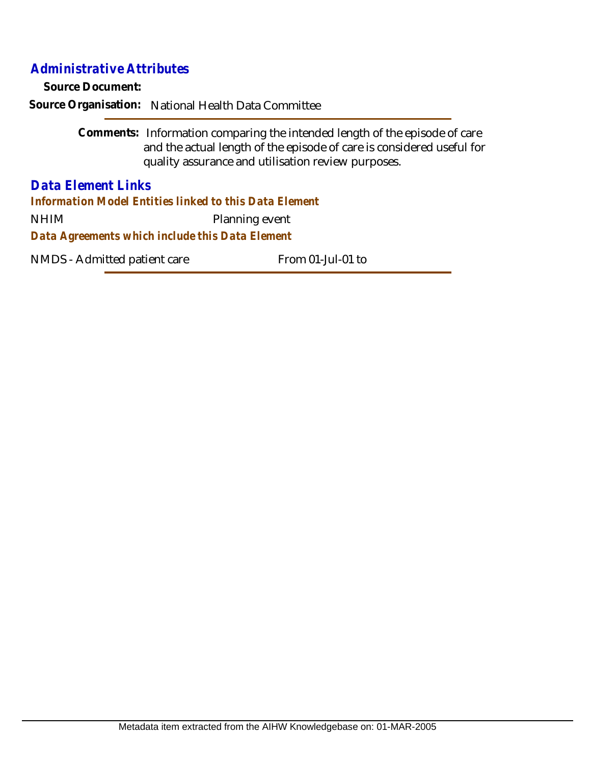## Administrative Attributes

**Source Document:**

**Source Organisation:** National Health Data Committee

**Comments:** Information comparing the intended length of the episode of care and the actual length of the episode of care is considered useful for quality assurance and utilisation review purposes.

## Data Element Links

***Information Model Entities linked to this Data Element***

| | |
|---|---|
| NHIM | Planning event |

***Data Agreements which include this Data Element***

| | |
|---|---|
| NMDS - Admitted patient care | From 01-Jul-01 to |